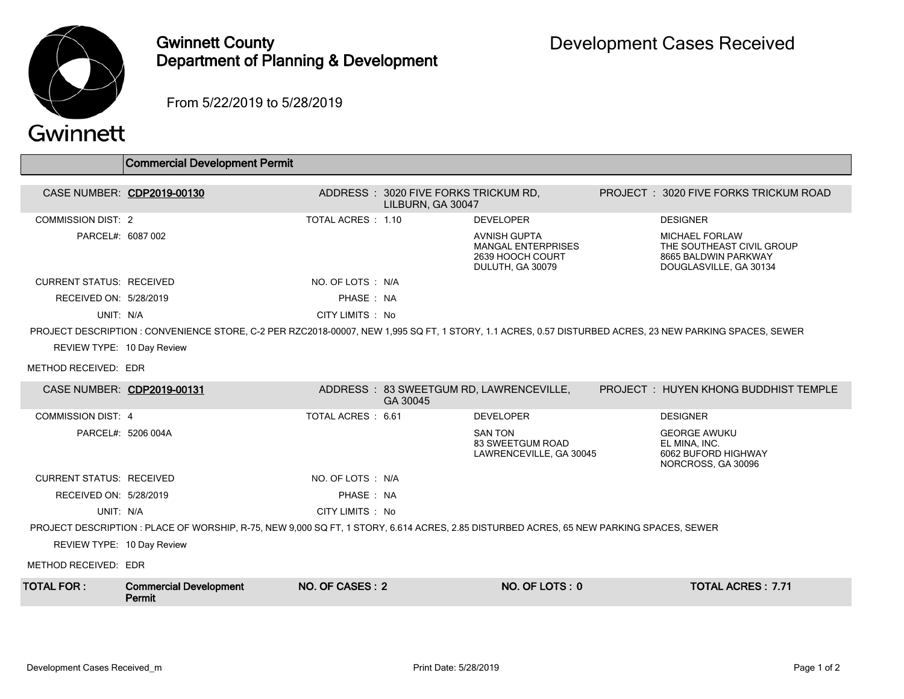# Gwinnett County Department of Planning & Development

## Development Cases Received

From 5/22/2019 to 5/28/2019

### Commercial Development Permit

**CASE NUMBER:** CDP2019-00130
**ADDRESS:** 3020 FIVE FORKS TRICKUM RD, LILBURN, GA 30047
**PROJECT:** 3020 FIVE FORKS TRICKUM ROAD

COMMISSION DIST: 2
TOTAL ACRES : 1.10
PARCEL#: 6087 002

**DEVELOPER**
AVNISH GUPTA
MANGAL ENTERPRISES
2639 HOOCH COURT
DULUTH, GA 30079

**DESIGNER**
MICHAEL FORLAW
THE SOUTHEAST CIVIL GROUP
8665 BALDWIN PARKWAY
DOUGLASVILLE, GA 30134

CURRENT STATUS: RECEIVED
NO. OF LOTS : N/A
RECEIVED ON: 5/28/2019
PHASE : NA
UNIT: N/A
CITY LIMITS : No

PROJECT DESCRIPTION : CONVENIENCE STORE, C-2 PER RZC2018-00007, NEW 1,995 SQ FT, 1 STORY, 1.1 ACRES, 0.57 DISTURBED ACRES, 23 NEW PARKING SPACES, SEWER

REVIEW TYPE: 10 Day Review

METHOD RECEIVED: EDR

---

**CASE NUMBER:** CDP2019-00131
**ADDRESS:** 83 SWEETGUM RD, LAWRENCEVILLE, GA 30045
**PROJECT:** HUYEN KHONG BUDDHIST TEMPLE

COMMISSION DIST: 4
TOTAL ACRES : 6.61
PARCEL#: 5206 004A

**DEVELOPER**
SAN TON
83 SWEETGUM ROAD
LAWRENCEVILLE, GA 30045

**DESIGNER**
GEORGE AWUKU
EL MINA, INC.
6062 BUFORD HIGHWAY
NORCROSS, GA 30096

CURRENT STATUS: RECEIVED
NO. OF LOTS : N/A
RECEIVED ON: 5/28/2019
PHASE : NA
UNIT: N/A
CITY LIMITS : No

PROJECT DESCRIPTION : PLACE OF WORSHIP, R-75, NEW 9,000 SQ FT, 1 STORY, 6.614 ACRES, 2.85 DISTURBED ACRES, 65 NEW PARKING SPACES, SEWER

REVIEW TYPE: 10 Day Review

METHOD RECEIVED: EDR

---

| TOTAL FOR : | Commercial Development Permit | NO. OF CASES : 2 | NO. OF LOTS : 0 | TOTAL ACRES : 7.71 |
|---|---|---|---|---|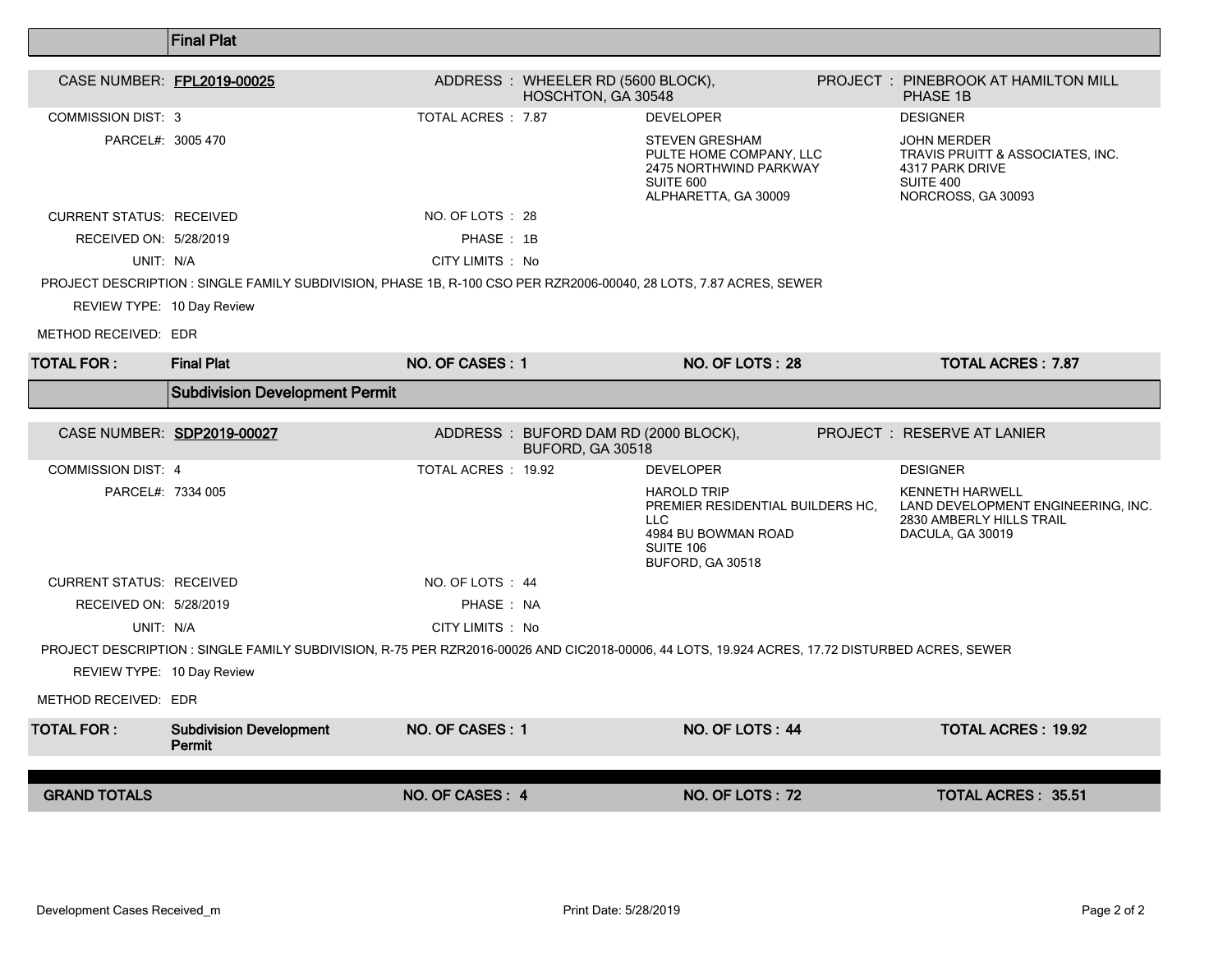## Final Plat

**CASE NUMBER:** FPL2019-00025
**ADDRESS :** WHEELER RD (5600 BLOCK), HOSCHTON, GA 30548
**PROJECT :** PINEBROOK AT HAMILTON MILL PHASE 1B

COMMISSION DIST: 3
TOTAL ACRES : 7.87
PARCEL#: 3005 470

**DEVELOPER**
STEVEN GRESHAM
PULTE HOME COMPANY, LLC
2475 NORTHWIND PARKWAY
SUITE 600
ALPHARETTA, GA 30009

**DESIGNER**
JOHN MERDER
TRAVIS PRUITT & ASSOCIATES, INC.
4317 PARK DRIVE
SUITE 400
NORCROSS, GA 30093

CURRENT STATUS: RECEIVED
NO. OF LOTS : 28
RECEIVED ON: 5/28/2019
PHASE : 1B
UNIT: N/A
CITY LIMITS : No

PROJECT DESCRIPTION : SINGLE FAMILY SUBDIVISION, PHASE 1B, R-100 CSO PER RZR2006-00040, 28 LOTS, 7.87 ACRES, SEWER

REVIEW TYPE: 10 Day Review

METHOD RECEIVED: EDR

| TOTAL FOR : | Final Plat | NO. OF CASES : 1 | NO. OF LOTS : 28 | TOTAL ACRES : 7.87 |
|---|---|---|---|---|

## Subdivision Development Permit

**CASE NUMBER:** SDP2019-00027
**ADDRESS :** BUFORD DAM RD (2000 BLOCK), BUFORD, GA 30518
**PROJECT :** RESERVE AT LANIER

COMMISSION DIST: 4
TOTAL ACRES : 19.92
PARCEL#: 7334 005

**DEVELOPER**
HAROLD TRIP
PREMIER RESIDENTIAL BUILDERS HC, LLC
4984 BU BOWMAN ROAD
SUITE 106
BUFORD, GA 30518

**DESIGNER**
KENNETH HARWELL
LAND DEVELOPMENT ENGINEERING, INC.
2830 AMBERLY HILLS TRAIL
DACULA, GA 30019

CURRENT STATUS: RECEIVED
NO. OF LOTS : 44
RECEIVED ON: 5/28/2019
PHASE : NA
UNIT: N/A
CITY LIMITS : No

PROJECT DESCRIPTION : SINGLE FAMILY SUBDIVISION, R-75 PER RZR2016-00026 AND CIC2018-00006, 44 LOTS, 19.924 ACRES, 17.72 DISTURBED ACRES, SEWER

REVIEW TYPE: 10 Day Review

METHOD RECEIVED: EDR

| TOTAL FOR : | Subdivision Development Permit | NO. OF CASES : 1 | NO. OF LOTS : 44 | TOTAL ACRES : 19.92 |
|---|---|---|---|---|

| GRAND TOTALS | NO. OF CASES : 4 | NO. OF LOTS : 72 | TOTAL ACRES : 35.51 |
|---|---|---|---|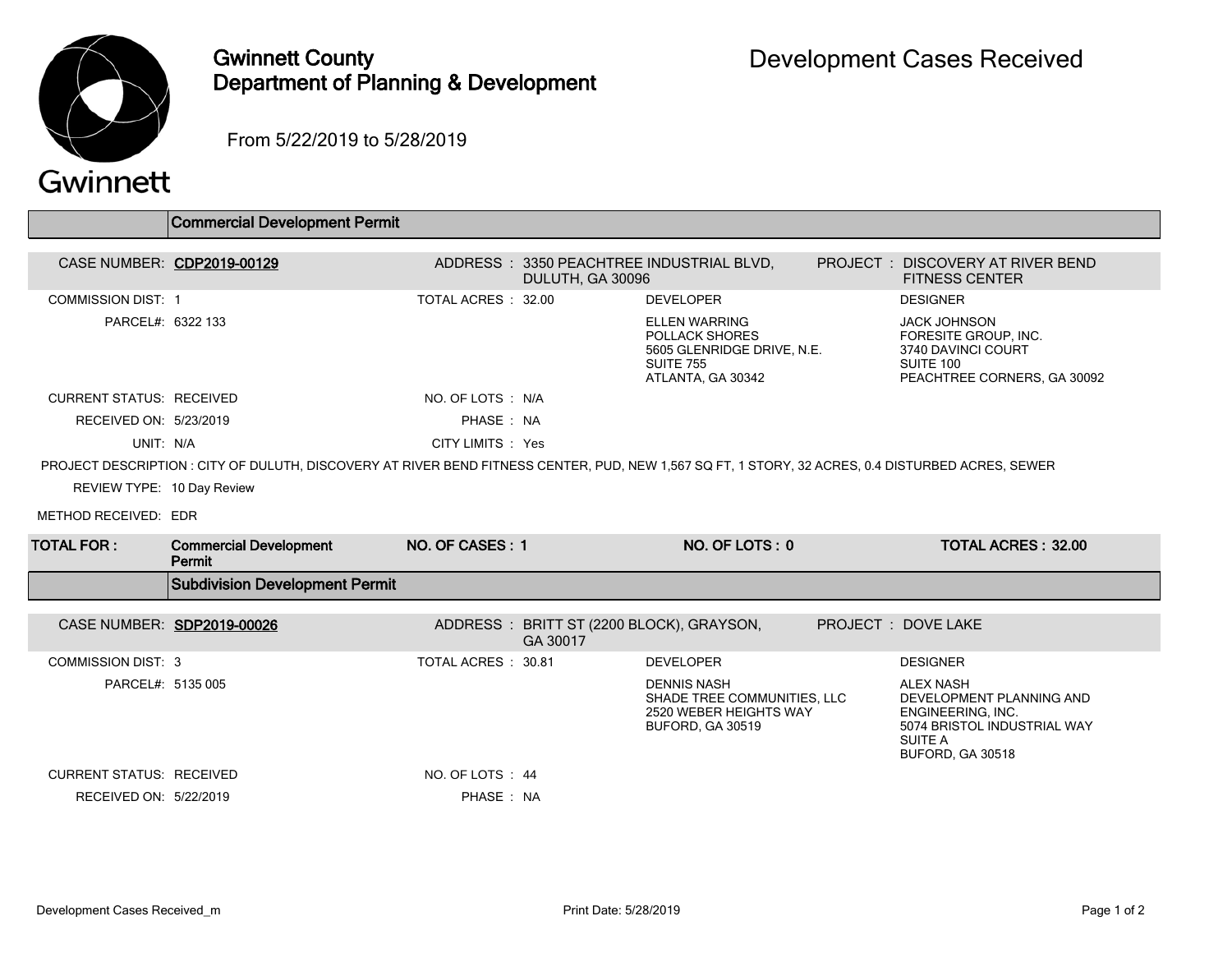# Gwinnett County Department of Planning & Development

## Development Cases Received

From 5/22/2019 to 5/28/2019

## Commercial Development Permit

**CASE NUMBER:** CDP2019-00129
**ADDRESS :** 3350 PEACHTREE INDUSTRIAL BLVD, DULUTH, GA 30096
**PROJECT :** DISCOVERY AT RIVER BEND FITNESS CENTER

COMMISSION DIST: 1
TOTAL ACRES : 32.00
PARCEL#: 6322 133

**DEVELOPER**
ELLEN WARRING
POLLACK SHORES
5605 GLENRIDGE DRIVE, N.E.
SUITE 755
ATLANTA, GA 30342

**DESIGNER**
JACK JOHNSON
FORESITE GROUP, INC.
3740 DAVINCI COURT
SUITE 100
PEACHTREE CORNERS, GA 30092

CURRENT STATUS: RECEIVED
NO. OF LOTS : N/A
RECEIVED ON: 5/23/2019
PHASE : NA
UNIT: N/A
CITY LIMITS : Yes

PROJECT DESCRIPTION : CITY OF DULUTH, DISCOVERY AT RIVER BEND FITNESS CENTER, PUD, NEW 1,567 SQ FT, 1 STORY, 32 ACRES, 0.4 DISTURBED ACRES, SEWER

REVIEW TYPE: 10 Day Review

METHOD RECEIVED: EDR

| TOTAL FOR : | Commercial Development Permit | NO. OF CASES : 1 | NO. OF LOTS : 0 | TOTAL ACRES : 32.00 |
|---|---|---|---|---|

## Subdivision Development Permit

**CASE NUMBER:** SDP2019-00026
**ADDRESS :** BRITT ST (2200 BLOCK), GRAYSON, GA 30017
**PROJECT :** DOVE LAKE

COMMISSION DIST: 3
TOTAL ACRES : 30.81
PARCEL#: 5135 005

**DEVELOPER**
DENNIS NASH
SHADE TREE COMMUNITIES, LLC
2520 WEBER HEIGHTS WAY
BUFORD, GA 30519

**DESIGNER**
ALEX NASH
DEVELOPMENT PLANNING AND ENGINEERING, INC.
5074 BRISTOL INDUSTRIAL WAY
SUITE A
BUFORD, GA 30518

CURRENT STATUS: RECEIVED
NO. OF LOTS : 44
RECEIVED ON: 5/22/2019
PHASE : NA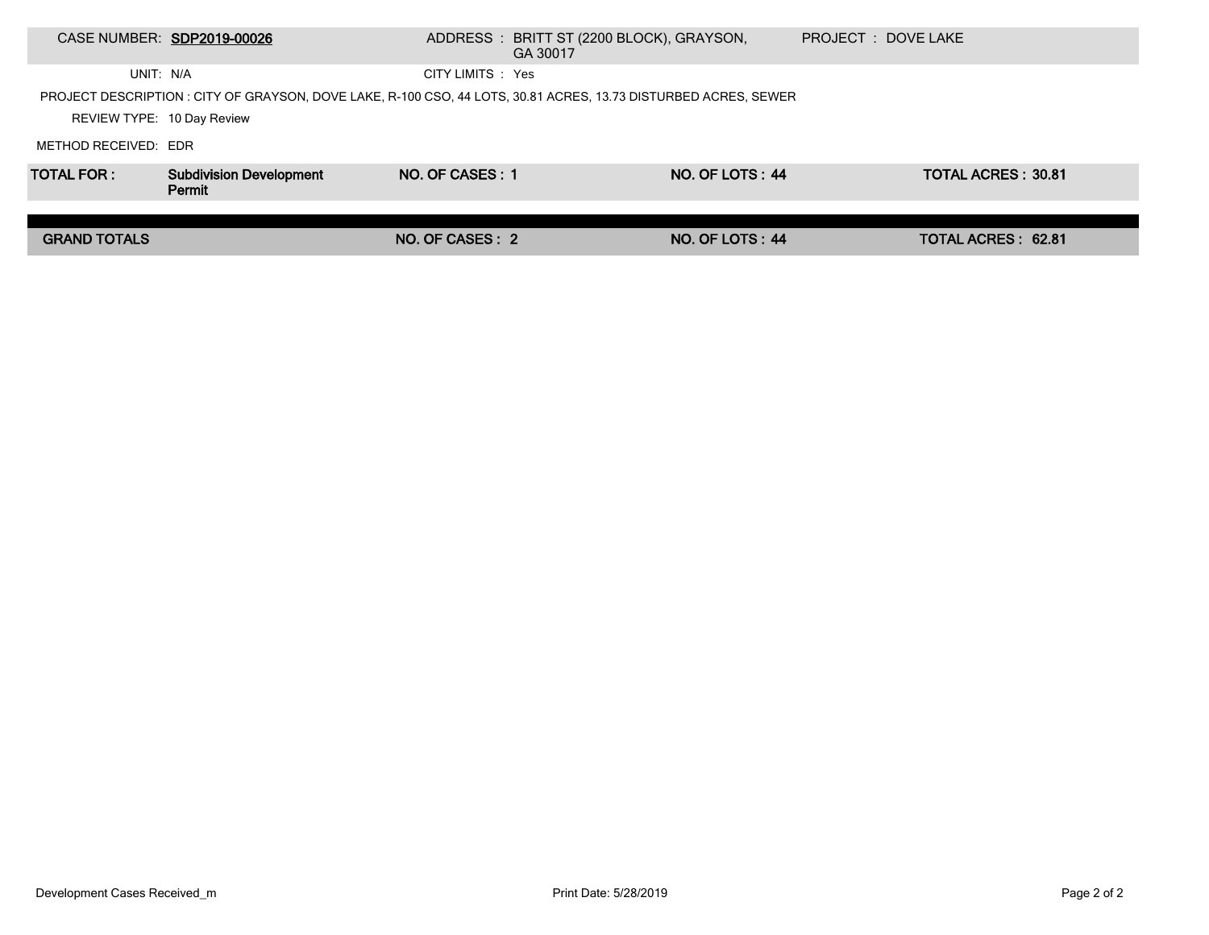| | | | | | |
|---|---|---|---|---|---|
| CASE NUMBER: | **SDP2019-00026** | ADDRESS : | BRITT ST (2200 BLOCK), GRAYSON, GA 30017 | PROJECT : | DOVE LAKE |
| UNIT: | N/A | CITY LIMITS : | Yes | | |

PROJECT DESCRIPTION : CITY OF GRAYSON, DOVE LAKE, R-100 CSO, 44 LOTS, 30.81 ACRES, 13.73 DISTURBED ACRES, SEWER

REVIEW TYPE: 10 Day Review

METHOD RECEIVED: EDR

| | | | | |
|---|---|---|---|---|
| **TOTAL FOR :** | **Subdivision Development Permit** | **NO. OF CASES : 1** | **NO. OF LOTS : 44** | **TOTAL ACRES : 30.81** |
| **GRAND TOTALS** | | **NO. OF CASES : 2** | **NO. OF LOTS : 44** | **TOTAL ACRES : 62.81** |

Development Cases Received_m Print Date: 5/28/2019